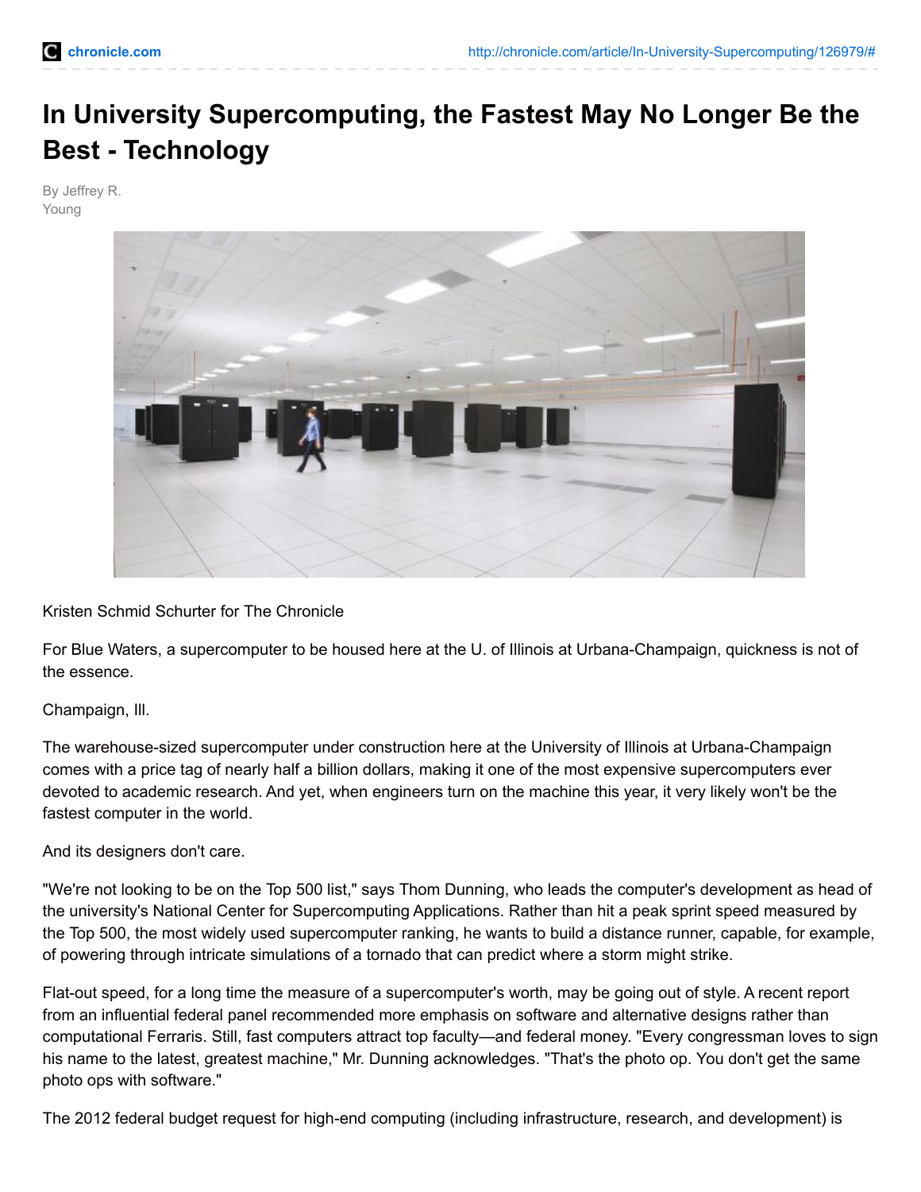# In University Supercomputing, the Fastest May No Longer Be the Best - Technology

By Jeffrey R. Young

Kristen Schmid Schurter for The Chronicle

For Blue Waters, a supercomputer to be housed here at the U. of Illinois at Urbana-Champaign, quickness is not of the essence.

Champaign, Ill.

The warehouse-sized supercomputer under construction here at the University of Illinois at Urbana-Champaign comes with a price tag of nearly half a billion dollars, making it one of the most expensive supercomputers ever devoted to academic research. And yet, when engineers turn on the machine this year, it very likely won't be the fastest computer in the world.

And its designers don't care.

"We're not looking to be on the Top 500 list," says Thom Dunning, who leads the computer's development as head of the university's National Center for Supercomputing Applications. Rather than hit a peak sprint speed measured by the Top 500, the most widely used supercomputer ranking, he wants to build a distance runner, capable, for example, of powering through intricate simulations of a tornado that can predict where a storm might strike.

Flat-out speed, for a long time the measure of a supercomputer's worth, may be going out of style. A recent report from an influential federal panel recommended more emphasis on software and alternative designs rather than computational Ferraris. Still, fast computers attract top faculty—and federal money. "Every congressman loves to sign his name to the latest, greatest machine," Mr. Dunning acknowledges. "That's the photo op. You don't get the same photo ops with software."

The 2012 federal budget request for high-end computing (including infrastructure, research, and development) is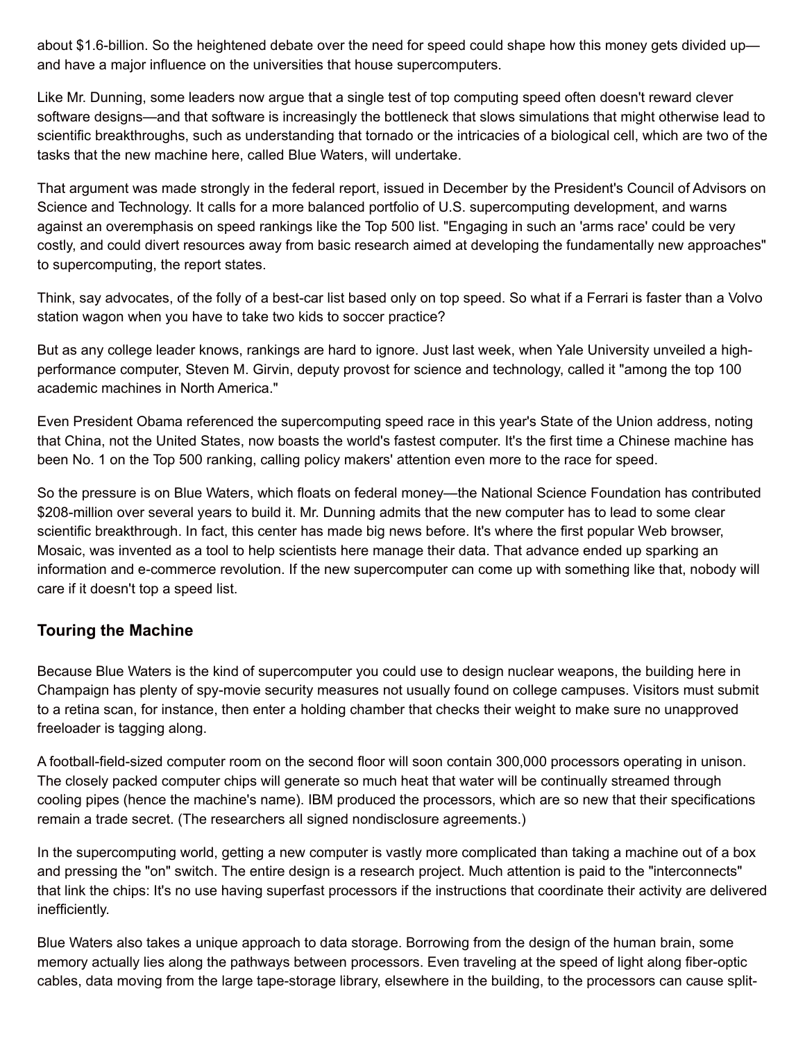about $1.6-billion. So the heightened debate over the need for speed could shape how this money gets divided up—and have a major influence on the universities that house supercomputers.

Like Mr. Dunning, some leaders now argue that a single test of top computing speed often doesn't reward clever software designs—and that software is increasingly the bottleneck that slows simulations that might otherwise lead to scientific breakthroughs, such as understanding that tornado or the intricacies of a biological cell, which are two of the tasks that the new machine here, called Blue Waters, will undertake.

That argument was made strongly in the federal report, issued in December by the President's Council of Advisors on Science and Technology. It calls for a more balanced portfolio of U.S. supercomputing development, and warns against an overemphasis on speed rankings like the Top 500 list. "Engaging in such an 'arms race' could be very costly, and could divert resources away from basic research aimed at developing the fundamentally new approaches" to supercomputing, the report states.

Think, say advocates, of the folly of a best-car list based only on top speed. So what if a Ferrari is faster than a Volvo station wagon when you have to take two kids to soccer practice?

But as any college leader knows, rankings are hard to ignore. Just last week, when Yale University unveiled a high-performance computer, Steven M. Girvin, deputy provost for science and technology, called it "among the top 100 academic machines in North America."

Even President Obama referenced the supercomputing speed race in this year's State of the Union address, noting that China, not the United States, now boasts the world's fastest computer. It's the first time a Chinese machine has been No. 1 on the Top 500 ranking, calling policy makers' attention even more to the race for speed.

So the pressure is on Blue Waters, which floats on federal money—the National Science Foundation has contributed $208-million over several years to build it. Mr. Dunning admits that the new computer has to lead to some clear scientific breakthrough. In fact, this center has made big news before. It's where the first popular Web browser, Mosaic, was invented as a tool to help scientists here manage their data. That advance ended up sparking an information and e-commerce revolution. If the new supercomputer can come up with something like that, nobody will care if it doesn't top a speed list.

## Touring the Machine

Because Blue Waters is the kind of supercomputer you could use to design nuclear weapons, the building here in Champaign has plenty of spy-movie security measures not usually found on college campuses. Visitors must submit to a retina scan, for instance, then enter a holding chamber that checks their weight to make sure no unapproved freeloader is tagging along.

A football-field-sized computer room on the second floor will soon contain 300,000 processors operating in unison. The closely packed computer chips will generate so much heat that water will be continually streamed through cooling pipes (hence the machine's name). IBM produced the processors, which are so new that their specifications remain a trade secret. (The researchers all signed nondisclosure agreements.)

In the supercomputing world, getting a new computer is vastly more complicated than taking a machine out of a box and pressing the "on" switch. The entire design is a research project. Much attention is paid to the "interconnects" that link the chips: It's no use having superfast processors if the instructions that coordinate their activity are delivered inefficiently.

Blue Waters also takes a unique approach to data storage. Borrowing from the design of the human brain, some memory actually lies along the pathways between processors. Even traveling at the speed of light along fiber-optic cables, data moving from the large tape-storage library, elsewhere in the building, to the processors can cause split-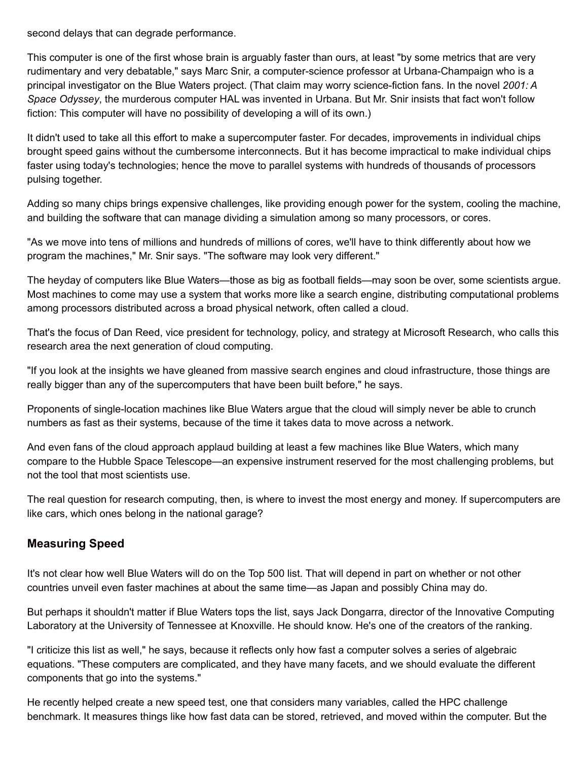second delays that can degrade performance.

This computer is one of the first whose brain is arguably faster than ours, at least "by some metrics that are very rudimentary and very debatable," says Marc Snir, a computer-science professor at Urbana-Champaign who is a principal investigator on the Blue Waters project. (That claim may worry science-fiction fans. In the novel *2001: A Space Odyssey*, the murderous computer HAL was invented in Urbana. But Mr. Snir insists that fact won't follow fiction: This computer will have no possibility of developing a will of its own.)

It didn't used to take all this effort to make a supercomputer faster. For decades, improvements in individual chips brought speed gains without the cumbersome interconnects. But it has become impractical to make individual chips faster using today's technologies; hence the move to parallel systems with hundreds of thousands of processors pulsing together.

Adding so many chips brings expensive challenges, like providing enough power for the system, cooling the machine, and building the software that can manage dividing a simulation among so many processors, or cores.

"As we move into tens of millions and hundreds of millions of cores, we'll have to think differently about how we program the machines," Mr. Snir says. "The software may look very different."

The heyday of computers like Blue Waters—those as big as football fields—may soon be over, some scientists argue. Most machines to come may use a system that works more like a search engine, distributing computational problems among processors distributed across a broad physical network, often called a cloud.

That's the focus of Dan Reed, vice president for technology, policy, and strategy at Microsoft Research, who calls this research area the next generation of cloud computing.

"If you look at the insights we have gleaned from massive search engines and cloud infrastructure, those things are really bigger than any of the supercomputers that have been built before," he says.

Proponents of single-location machines like Blue Waters argue that the cloud will simply never be able to crunch numbers as fast as their systems, because of the time it takes data to move across a network.

And even fans of the cloud approach applaud building at least a few machines like Blue Waters, which many compare to the Hubble Space Telescope—an expensive instrument reserved for the most challenging problems, but not the tool that most scientists use.

The real question for research computing, then, is where to invest the most energy and money. If supercomputers are like cars, which ones belong in the national garage?

## Measuring Speed

It's not clear how well Blue Waters will do on the Top 500 list. That will depend in part on whether or not other countries unveil even faster machines at about the same time—as Japan and possibly China may do.

But perhaps it shouldn't matter if Blue Waters tops the list, says Jack Dongarra, director of the Innovative Computing Laboratory at the University of Tennessee at Knoxville. He should know. He's one of the creators of the ranking.

"I criticize this list as well," he says, because it reflects only how fast a computer solves a series of algebraic equations. "These computers are complicated, and they have many facets, and we should evaluate the different components that go into the systems."

He recently helped create a new speed test, one that considers many variables, called the HPC challenge benchmark. It measures things like how fast data can be stored, retrieved, and moved within the computer. But the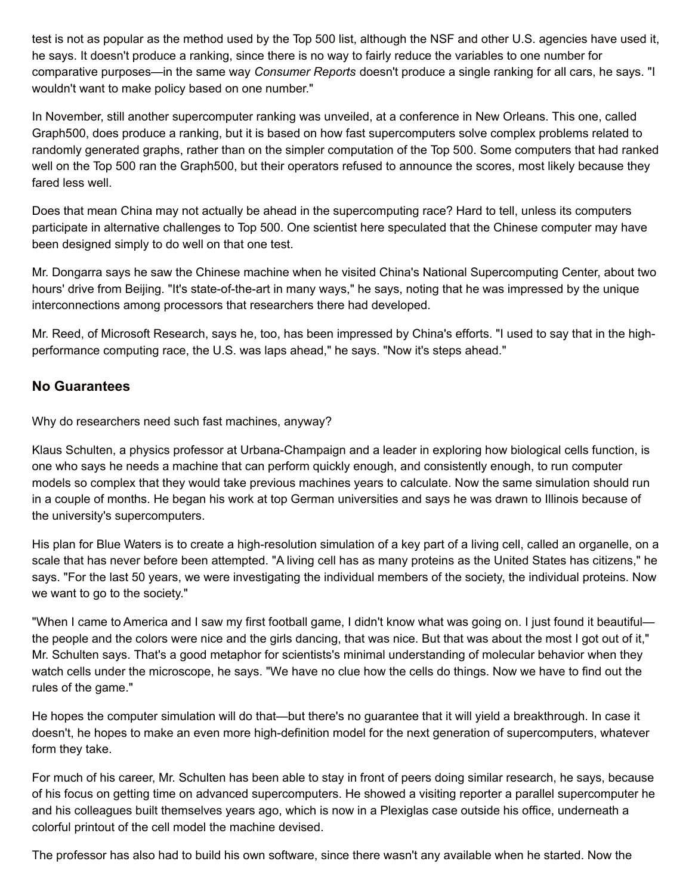test is not as popular as the method used by the Top 500 list, although the NSF and other U.S. agencies have used it, he says. It doesn't produce a ranking, since there is no way to fairly reduce the variables to one number for comparative purposes—in the same way *Consumer Reports* doesn't produce a single ranking for all cars, he says. "I wouldn't want to make policy based on one number."

In November, still another supercomputer ranking was unveiled, at a conference in New Orleans. This one, called Graph500, does produce a ranking, but it is based on how fast supercomputers solve complex problems related to randomly generated graphs, rather than on the simpler computation of the Top 500. Some computers that had ranked well on the Top 500 ran the Graph500, but their operators refused to announce the scores, most likely because they fared less well.

Does that mean China may not actually be ahead in the supercomputing race? Hard to tell, unless its computers participate in alternative challenges to Top 500. One scientist here speculated that the Chinese computer may have been designed simply to do well on that one test.

Mr. Dongarra says he saw the Chinese machine when he visited China's National Supercomputing Center, about two hours' drive from Beijing. "It's state-of-the-art in many ways," he says, noting that he was impressed by the unique interconnections among processors that researchers there had developed.

Mr. Reed, of Microsoft Research, says he, too, has been impressed by China's efforts. "I used to say that in the high-performance computing race, the U.S. was laps ahead," he says. "Now it's steps ahead."

## No Guarantees

Why do researchers need such fast machines, anyway?

Klaus Schulten, a physics professor at Urbana-Champaign and a leader in exploring how biological cells function, is one who says he needs a machine that can perform quickly enough, and consistently enough, to run computer models so complex that they would take previous machines years to calculate. Now the same simulation should run in a couple of months. He began his work at top German universities and says he was drawn to Illinois because of the university's supercomputers.

His plan for Blue Waters is to create a high-resolution simulation of a key part of a living cell, called an organelle, on a scale that has never before been attempted. "A living cell has as many proteins as the United States has citizens," he says. "For the last 50 years, we were investigating the individual members of the society, the individual proteins. Now we want to go to the society."

"When I came to America and I saw my first football game, I didn't know what was going on. I just found it beautiful—the people and the colors were nice and the girls dancing, that was nice. But that was about the most I got out of it," Mr. Schulten says. That's a good metaphor for scientists's minimal understanding of molecular behavior when they watch cells under the microscope, he says. "We have no clue how the cells do things. Now we have to find out the rules of the game."

He hopes the computer simulation will do that—but there's no guarantee that it will yield a breakthrough. In case it doesn't, he hopes to make an even more high-definition model for the next generation of supercomputers, whatever form they take.

For much of his career, Mr. Schulten has been able to stay in front of peers doing similar research, he says, because of his focus on getting time on advanced supercomputers. He showed a visiting reporter a parallel supercomputer he and his colleagues built themselves years ago, which is now in a Plexiglas case outside his office, underneath a colorful printout of the cell model the machine devised.

The professor has also had to build his own software, since there wasn't any available when he started. Now the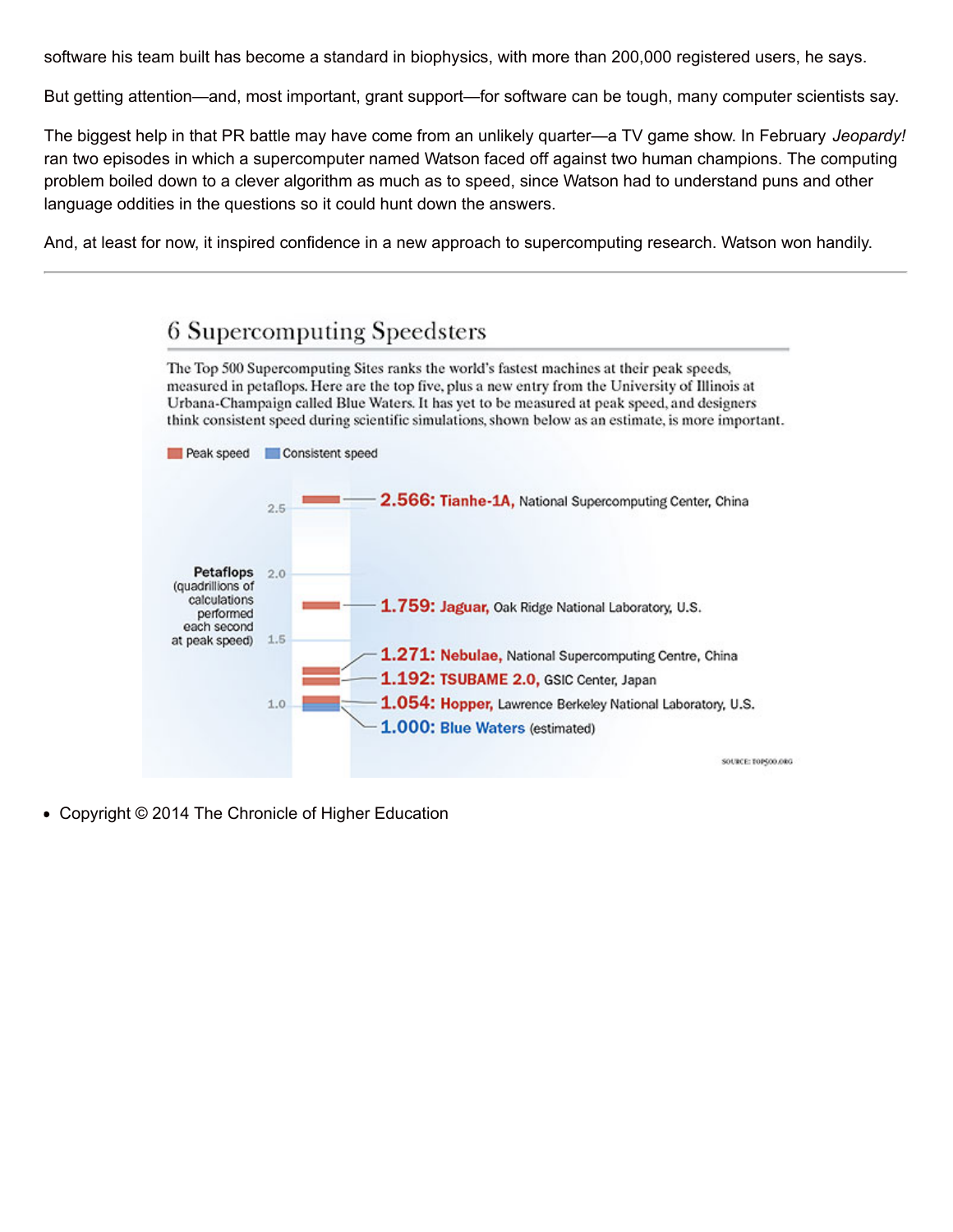software his team built has become a standard in biophysics, with more than 200,000 registered users, he says.

But getting attention—and, most important, grant support—for software can be tough, many computer scientists say.

The biggest help in that PR battle may have come from an unlikely quarter—a TV game show. In February *Jeopardy!* ran two episodes in which a supercomputer named Watson faced off against two human champions. The computing problem boiled down to a clever algorithm as much as to speed, since Watson had to understand puns and other language oddities in the questions so it could hunt down the answers.

And, at least for now, it inspired confidence in a new approach to supercomputing research. Watson won handily.

---

## 6 Supercomputing Speedsters

The Top 500 Supercomputing Sites ranks the world's fastest machines at their peak speeds, measured in petaflops. Here are the top five, plus a new entry from the University of Illinois at Urbana-Champaign called Blue Waters. It has yet to be measured at peak speed, and designers think consistent speed during scientific simulations, shown below as an estimate, is more important.

Peak speed
Consistent speed

Petaflops (quadrillions of calculations performed each second at peak speed)

2.5
2.0
1.5
1.0

**2.566: Tianhe-1A,** National Supercomputing Center, China
**1.759: Jaguar,** Oak Ridge National Laboratory, U.S.
**1.271: Nebulae,** National Supercomputing Centre, China
**1.192: TSUBAME 2.0,** GSIC Center, Japan
**1.054: Hopper,** Lawrence Berkeley National Laboratory, U.S.
**1.000: Blue Waters** (estimated)

SOURCE: TOP500.ORG

- Copyright © 2014 The Chronicle of Higher Education